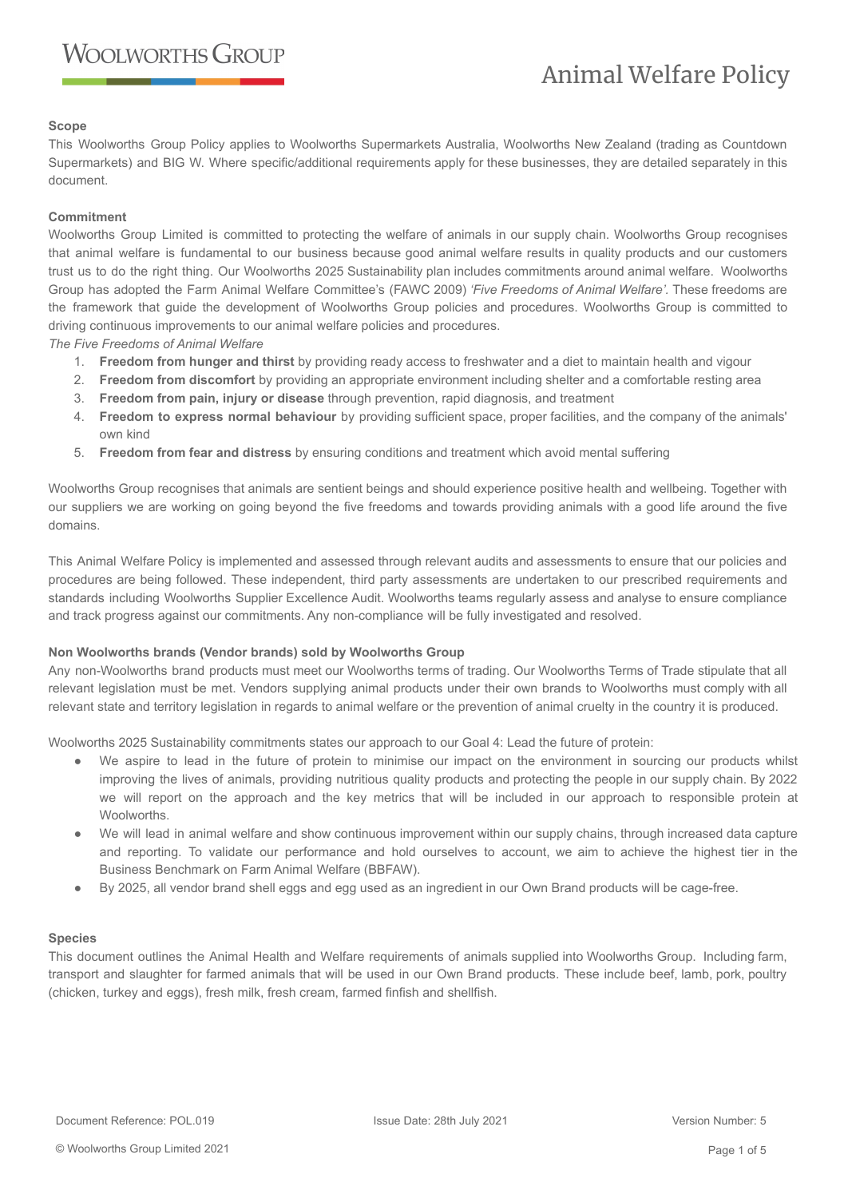# Animal Welfare Policy

**Scope**

This Woolworths Group Policy applies to Woolworths Supermarkets Australia, Woolworths New Zealand (trading as Countdown Supermarkets) and BIG W. Where specific/additional requirements apply for these businesses, they are detailed separately in this document.

**Commitment**

Woolworths Group Limited is committed to protecting the welfare of animals in our supply chain. Woolworths Group recognises that animal welfare is fundamental to our business because good animal welfare results in quality products and our customers trust us to do the right thing. Our Woolworths 2025 Sustainability plan includes commitments around animal welfare. Woolworths Group has adopted the Farm Animal Welfare Committee's (FAWC 2009) *'Five Freedoms of Animal Welfare'*. These freedoms are the framework that guide the development of Woolworths Group policies and procedures. Woolworths Group is committed to driving continuous improvements to our animal welfare policies and procedures.

*The Five Freedoms of Animal Welfare*

1. **Freedom from hunger and thirst** by providing ready access to freshwater and a diet to maintain health and vigour
2. **Freedom from discomfort** by providing an appropriate environment including shelter and a comfortable resting area
3. **Freedom from pain, injury or disease** through prevention, rapid diagnosis, and treatment
4. **Freedom to express normal behaviour** by providing sufficient space, proper facilities, and the company of the animals' own kind
5. **Freedom from fear and distress** by ensuring conditions and treatment which avoid mental suffering

Woolworths Group recognises that animals are sentient beings and should experience positive health and wellbeing. Together with our suppliers we are working on going beyond the five freedoms and towards providing animals with a good life around the five domains.

This Animal Welfare Policy is implemented and assessed through relevant audits and assessments to ensure that our policies and procedures are being followed. These independent, third party assessments are undertaken to our prescribed requirements and standards including Woolworths Supplier Excellence Audit. Woolworths teams regularly assess and analyse to ensure compliance and track progress against our commitments. Any non-compliance will be fully investigated and resolved.

**Non Woolworths brands (Vendor brands) sold by Woolworths Group**

Any non-Woolworths brand products must meet our Woolworths terms of trading. Our Woolworths Terms of Trade stipulate that all relevant legislation must be met. Vendors supplying animal products under their own brands to Woolworths must comply with all relevant state and territory legislation in regards to animal welfare or the prevention of animal cruelty in the country it is produced.

Woolworths 2025 Sustainability commitments states our approach to our Goal 4: Lead the future of protein:

- We aspire to lead in the future of protein to minimise our impact on the environment in sourcing our products whilst improving the lives of animals, providing nutritious quality products and protecting the people in our supply chain. By 2022 we will report on the approach and the key metrics that will be included in our approach to responsible protein at Woolworths.
- We will lead in animal welfare and show continuous improvement within our supply chains, through increased data capture and reporting. To validate our performance and hold ourselves to account, we aim to achieve the highest tier in the Business Benchmark on Farm Animal Welfare (BBFAW).
- By 2025, all vendor brand shell eggs and egg used as an ingredient in our Own Brand products will be cage-free.

**Species**

This document outlines the Animal Health and Welfare requirements of animals supplied into Woolworths Group. Including farm, transport and slaughter for farmed animals that will be used in our Own Brand products. These include beef, lamb, pork, poultry (chicken, turkey and eggs), fresh milk, fresh cream, farmed finfish and shellfish.

Document Reference: POL.019 Issue Date: 28th July 2021 Version Number: 5

© Woolworths Group Limited 2021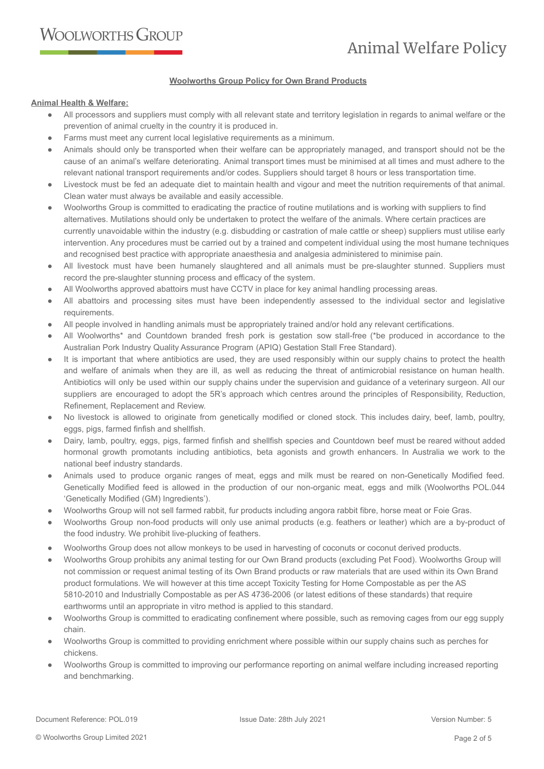**Woolworths Group Policy for Own Brand Products**

**Animal Health & Welfare:**

- All processors and suppliers must comply with all relevant state and territory legislation in regards to animal welfare or the prevention of animal cruelty in the country it is produced in.
- Farms must meet any current local legislative requirements as a minimum.
- Animals should only be transported when their welfare can be appropriately managed, and transport should not be the cause of an animal's welfare deteriorating. Animal transport times must be minimised at all times and must adhere to the relevant national transport requirements and/or codes. Suppliers should target 8 hours or less transportation time.
- Livestock must be fed an adequate diet to maintain health and vigour and meet the nutrition requirements of that animal. Clean water must always be available and easily accessible.
- Woolworths Group is committed to eradicating the practice of routine mutilations and is working with suppliers to find alternatives. Mutilations should only be undertaken to protect the welfare of the animals. Where certain practices are currently unavoidable within the industry (e.g. disbudding or castration of male cattle or sheep) suppliers must utilise early intervention. Any procedures must be carried out by a trained and competent individual using the most humane techniques and recognised best practice with appropriate anaesthesia and analgesia administered to minimise pain.
- All livestock must have been humanely slaughtered and all animals must be pre-slaughter stunned. Suppliers must record the pre-slaughter stunning process and efficacy of the system.
- All Woolworths approved abattoirs must have CCTV in place for key animal handling processing areas.
- All abattoirs and processing sites must have been independently assessed to the individual sector and legislative requirements.
- All people involved in handling animals must be appropriately trained and/or hold any relevant certifications.
- All Woolworths* and Countdown branded fresh pork is gestation sow stall-free (*be produced in accordance to the Australian Pork Industry Quality Assurance Program (APIQ) Gestation Stall Free Standard).
- It is important that where antibiotics are used, they are used responsibly within our supply chains to protect the health and welfare of animals when they are ill, as well as reducing the threat of antimicrobial resistance on human health. Antibiotics will only be used within our supply chains under the supervision and guidance of a veterinary surgeon. All our suppliers are encouraged to adopt the 5R's approach which centres around the principles of Responsibility, Reduction, Refinement, Replacement and Review.
- No livestock is allowed to originate from genetically modified or cloned stock. This includes dairy, beef, lamb, poultry, eggs, pigs, farmed finfish and shellfish.
- Dairy, lamb, poultry, eggs, pigs, farmed finfish and shellfish species and Countdown beef must be reared without added hormonal growth promotants including antibiotics, beta agonists and growth enhancers. In Australia we work to the national beef industry standards.
- Animals used to produce organic ranges of meat, eggs and milk must be reared on non-Genetically Modified feed. Genetically Modified feed is allowed in the production of our non-organic meat, eggs and milk (Woolworths POL.044 'Genetically Modified (GM) Ingredients').
- Woolworths Group will not sell farmed rabbit, fur products including angora rabbit fibre, horse meat or Foie Gras.
- Woolworths Group non-food products will only use animal products (e.g. feathers or leather) which are a by-product of the food industry. We prohibit live-plucking of feathers.
- Woolworths Group does not allow monkeys to be used in harvesting of coconuts or coconut derived products.
- Woolworths Group prohibits any animal testing for our Own Brand products (excluding Pet Food). Woolworths Group will not commission or request animal testing of its Own Brand products or raw materials that are used within its Own Brand product formulations. We will however at this time accept Toxicity Testing for Home Compostable as per the AS 5810-2010 and Industrially Compostable as per AS 4736-2006 (or latest editions of these standards) that require earthworms until an appropriate in vitro method is applied to this standard.
- Woolworths Group is committed to eradicating confinement where possible, such as removing cages from our egg supply chain.
- Woolworths Group is committed to providing enrichment where possible within our supply chains such as perches for chickens.
- Woolworths Group is committed to improving our performance reporting on animal welfare including increased reporting and benchmarking.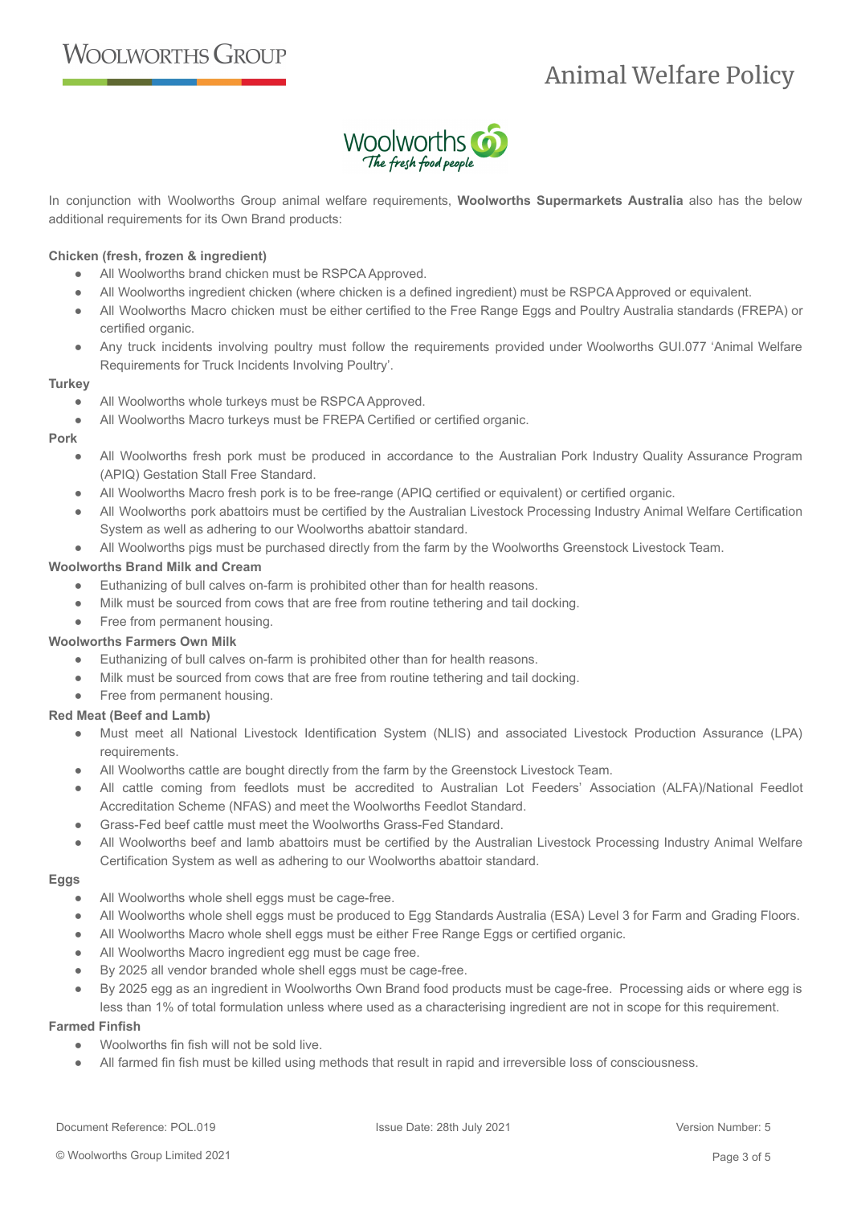In conjunction with Woolworths Group animal welfare requirements, **Woolworths Supermarkets Australia** also has the below additional requirements for its Own Brand products:

**Chicken (fresh, frozen & ingredient)**

- All Woolworths brand chicken must be RSPCA Approved.
- All Woolworths ingredient chicken (where chicken is a defined ingredient) must be RSPCA Approved or equivalent.
- All Woolworths Macro chicken must be either certified to the Free Range Eggs and Poultry Australia standards (FREPA) or certified organic.
- Any truck incidents involving poultry must follow the requirements provided under Woolworths GUI.077 'Animal Welfare Requirements for Truck Incidents Involving Poultry'.

**Turkey**

- All Woolworths whole turkeys must be RSPCA Approved.
- All Woolworths Macro turkeys must be FREPA Certified or certified organic.

**Pork**

- All Woolworths fresh pork must be produced in accordance to the Australian Pork Industry Quality Assurance Program (APIQ) Gestation Stall Free Standard.
- All Woolworths Macro fresh pork is to be free-range (APIQ certified or equivalent) or certified organic.
- All Woolworths pork abattoirs must be certified by the Australian Livestock Processing Industry Animal Welfare Certification System as well as adhering to our Woolworths abattoir standard.
- All Woolworths pigs must be purchased directly from the farm by the Woolworths Greenstock Livestock Team.

**Woolworths Brand Milk and Cream**

- Euthanizing of bull calves on-farm is prohibited other than for health reasons.
- Milk must be sourced from cows that are free from routine tethering and tail docking.
- Free from permanent housing.

**Woolworths Farmers Own Milk**

- Euthanizing of bull calves on-farm is prohibited other than for health reasons.
- Milk must be sourced from cows that are free from routine tethering and tail docking.
- Free from permanent housing.

**Red Meat (Beef and Lamb)**

- Must meet all National Livestock Identification System (NLIS) and associated Livestock Production Assurance (LPA) requirements.
- All Woolworths cattle are bought directly from the farm by the Greenstock Livestock Team.
- All cattle coming from feedlots must be accredited to Australian Lot Feeders' Association (ALFA)/National Feedlot Accreditation Scheme (NFAS) and meet the Woolworths Feedlot Standard.
- Grass-Fed beef cattle must meet the Woolworths Grass-Fed Standard.
- All Woolworths beef and lamb abattoirs must be certified by the Australian Livestock Processing Industry Animal Welfare Certification System as well as adhering to our Woolworths abattoir standard.

**Eggs**

- All Woolworths whole shell eggs must be cage-free.
- All Woolworths whole shell eggs must be produced to Egg Standards Australia (ESA) Level 3 for Farm and Grading Floors.
- All Woolworths Macro whole shell eggs must be either Free Range Eggs or certified organic.
- All Woolworths Macro ingredient egg must be cage free.
- By 2025 all vendor branded whole shell eggs must be cage-free.
- By 2025 egg as an ingredient in Woolworths Own Brand food products must be cage-free. Processing aids or where egg is less than 1% of total formulation unless where used as a characterising ingredient are not in scope for this requirement.

**Farmed Finfish**

- Woolworths fin fish will not be sold live.
- All farmed fin fish must be killed using methods that result in rapid and irreversible loss of consciousness.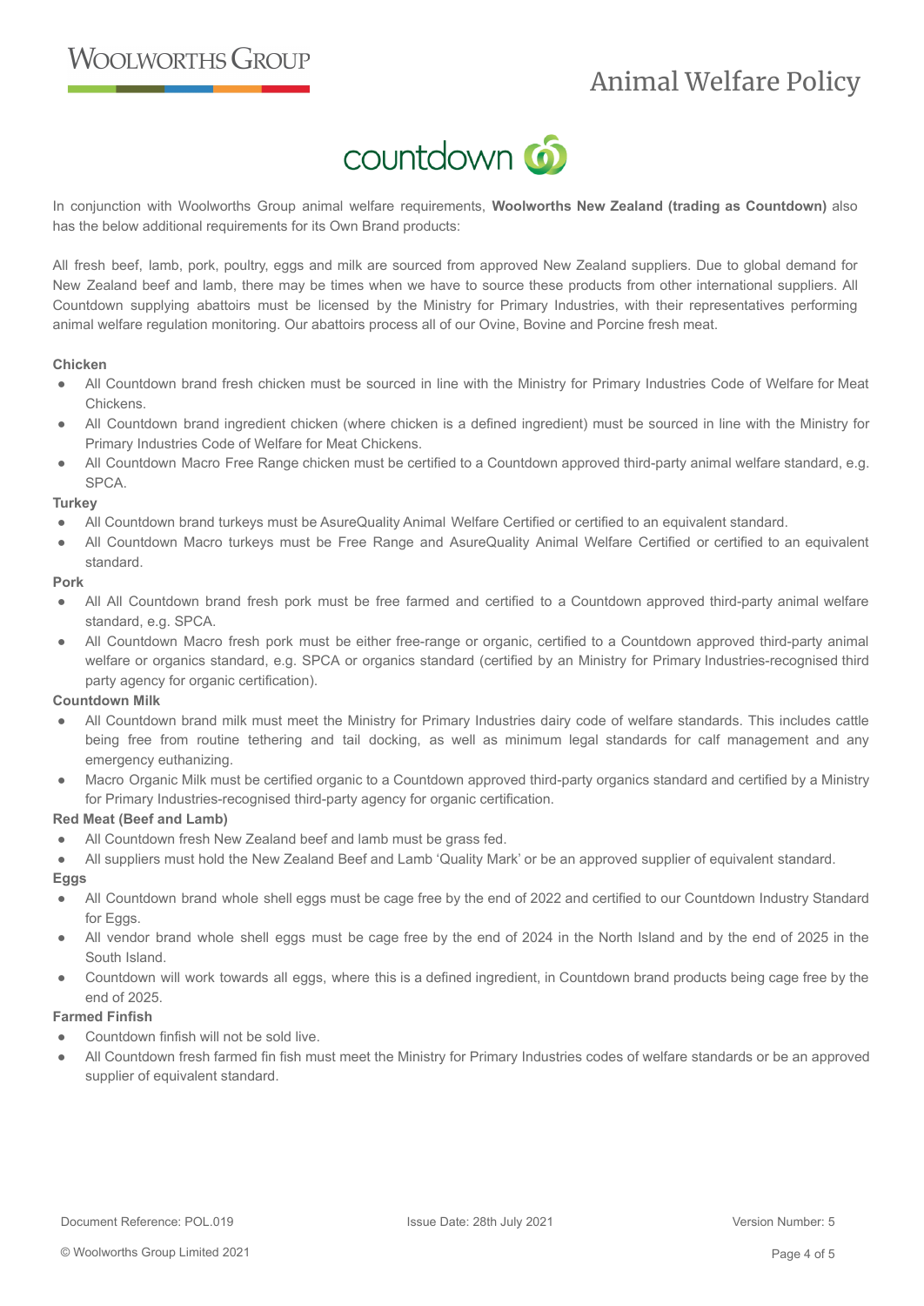In conjunction with Woolworths Group animal welfare requirements, **Woolworths New Zealand (trading as Countdown)** also has the below additional requirements for its Own Brand products:

All fresh beef, lamb, pork, poultry, eggs and milk are sourced from approved New Zealand suppliers. Due to global demand for New Zealand beef and lamb, there may be times when we have to source these products from other international suppliers. All Countdown supplying abattoirs must be licensed by the Ministry for Primary Industries, with their representatives performing animal welfare regulation monitoring. Our abattoirs process all of our Ovine, Bovine and Porcine fresh meat.

**Chicken**

- All Countdown brand fresh chicken must be sourced in line with the Ministry for Primary Industries Code of Welfare for Meat Chickens.
- All Countdown brand ingredient chicken (where chicken is a defined ingredient) must be sourced in line with the Ministry for Primary Industries Code of Welfare for Meat Chickens.
- All Countdown Macro Free Range chicken must be certified to a Countdown approved third-party animal welfare standard, e.g. SPCA.

**Turkey**

- All Countdown brand turkeys must be AsureQuality Animal Welfare Certified or certified to an equivalent standard.
- All Countdown Macro turkeys must be Free Range and AsureQuality Animal Welfare Certified or certified to an equivalent standard.

**Pork**

- All All Countdown brand fresh pork must be free farmed and certified to a Countdown approved third-party animal welfare standard, e.g. SPCA.
- All Countdown Macro fresh pork must be either free-range or organic, certified to a Countdown approved third-party animal welfare or organics standard, e.g. SPCA or organics standard (certified by an Ministry for Primary Industries-recognised third party agency for organic certification).

**Countdown Milk**

- All Countdown brand milk must meet the Ministry for Primary Industries dairy code of welfare standards. This includes cattle being free from routine tethering and tail docking, as well as minimum legal standards for calf management and any emergency euthanizing.
- Macro Organic Milk must be certified organic to a Countdown approved third-party organics standard and certified by a Ministry for Primary Industries-recognised third-party agency for organic certification.

**Red Meat (Beef and Lamb)**

- All Countdown fresh New Zealand beef and lamb must be grass fed.
- All suppliers must hold the New Zealand Beef and Lamb 'Quality Mark' or be an approved supplier of equivalent standard.

**Eggs**

- All Countdown brand whole shell eggs must be cage free by the end of 2022 and certified to our Countdown Industry Standard for Eggs.
- All vendor brand whole shell eggs must be cage free by the end of 2024 in the North Island and by the end of 2025 in the South Island.
- Countdown will work towards all eggs, where this is a defined ingredient, in Countdown brand products being cage free by the end of 2025.

**Farmed Finfish**

- Countdown finfish will not be sold live.
- All Countdown fresh farmed fin fish must meet the Ministry for Primary Industries codes of welfare standards or be an approved supplier of equivalent standard.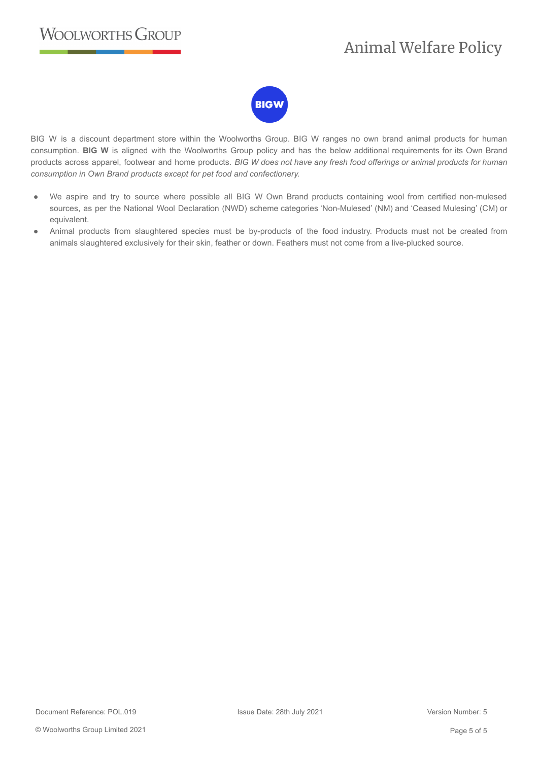BIG W is a discount department store within the Woolworths Group. BIG W ranges no own brand animal products for human consumption. **BIG W** is aligned with the Woolworths Group policy and has the below additional requirements for its Own Brand products across apparel, footwear and home products. *BIG W does not have any fresh food offerings or animal products for human consumption in Own Brand products except for pet food and confectionery.*

- We aspire and try to source where possible all BIG W Own Brand products containing wool from certified non-mulesed sources, as per the National Wool Declaration (NWD) scheme categories 'Non-Mulesed' (NM) and 'Ceased Mulesing' (CM) or equivalent.
- Animal products from slaughtered species must be by-products of the food industry. Products must not be created from animals slaughtered exclusively for their skin, feather or down. Feathers must not come from a live-plucked source.